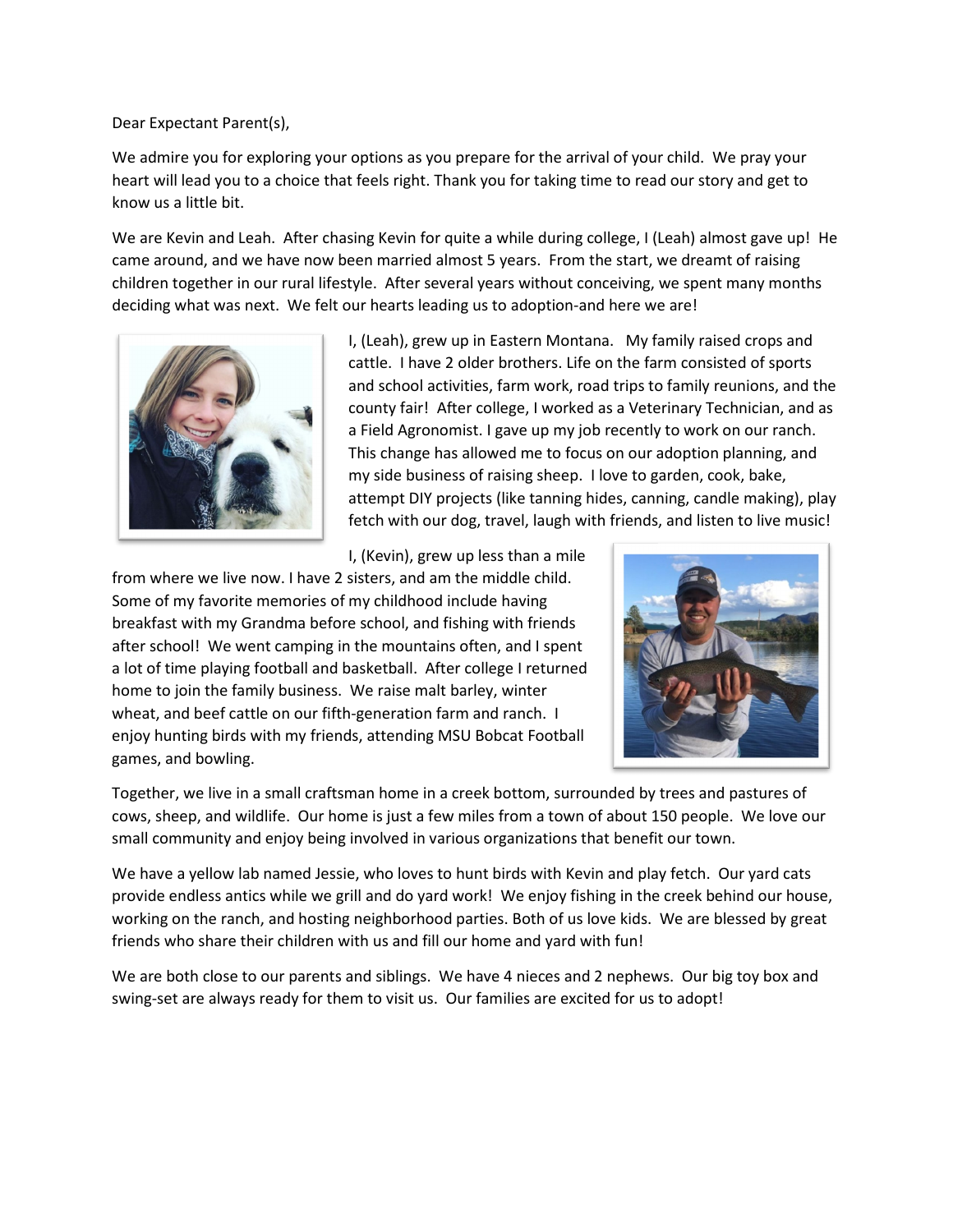Dear Expectant Parent(s),

We admire you for exploring your options as you prepare for the arrival of your child. We pray your heart will lead you to a choice that feels right. Thank you for taking time to read our story and get to know us a little bit.

We are Kevin and Leah. After chasing Kevin for quite a while during college, I (Leah) almost gave up! He came around, and we have now been married almost 5 years. From the start, we dreamt of raising children together in our rural lifestyle. After several years without conceiving, we spent many months deciding what was next. We felt our hearts leading us to adoption-and here we are!

I, (Leah), grew up in Eastern Montana. My family raised crops and cattle. I have 2 older brothers. Life on the farm consisted of sports and school activities, farm work, road trips to family reunions, and the county fair! After college, I worked as a Veterinary Technician, and as a Field Agronomist. I gave up my job recently to work on our ranch. This change has allowed me to focus on our adoption planning, and my side business of raising sheep. I love to garden, cook, bake, attempt DIY projects (like tanning hides, canning, candle making), play fetch with our dog, travel, laugh with friends, and listen to live music!

I, (Kevin), grew up less than a mile from where we live now. I have 2 sisters, and am the middle child. Some of my favorite memories of my childhood include having breakfast with my Grandma before school, and fishing with friends after school! We went camping in the mountains often, and I spent a lot of time playing football and basketball. After college I returned home to join the family business. We raise malt barley, winter wheat, and beef cattle on our fifth-generation farm and ranch. I enjoy hunting birds with my friends, attending MSU Bobcat Football games, and bowling.

Together, we live in a small craftsman home in a creek bottom, surrounded by trees and pastures of cows, sheep, and wildlife. Our home is just a few miles from a town of about 150 people. We love our small community and enjoy being involved in various organizations that benefit our town.

We have a yellow lab named Jessie, who loves to hunt birds with Kevin and play fetch. Our yard cats provide endless antics while we grill and do yard work! We enjoy fishing in the creek behind our house, working on the ranch, and hosting neighborhood parties. Both of us love kids. We are blessed by great friends who share their children with us and fill our home and yard with fun!

We are both close to our parents and siblings. We have 4 nieces and 2 nephews. Our big toy box and swing-set are always ready for them to visit us. Our families are excited for us to adopt!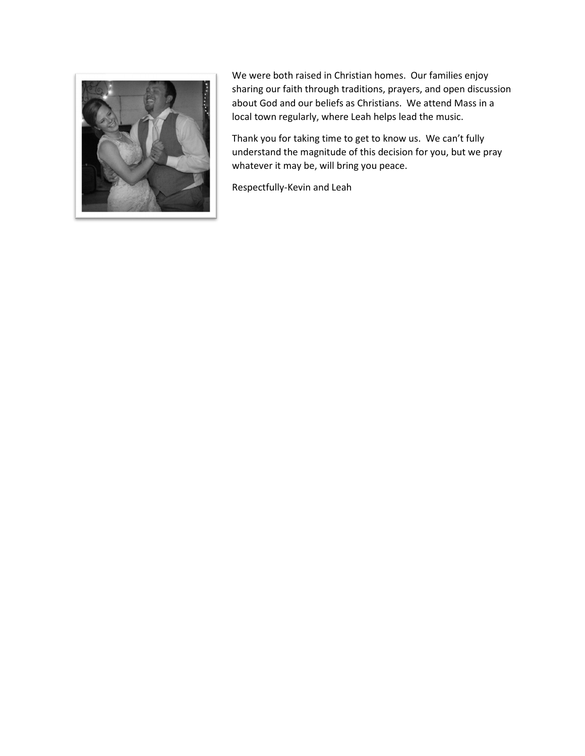We were both raised in Christian homes. Our families enjoy sharing our faith through traditions, prayers, and open discussion about God and our beliefs as Christians. We attend Mass in a local town regularly, where Leah helps lead the music.

Thank you for taking time to get to know us. We can't fully understand the magnitude of this decision for you, but we pray whatever it may be, will bring you peace.

Respectfully-Kevin and Leah